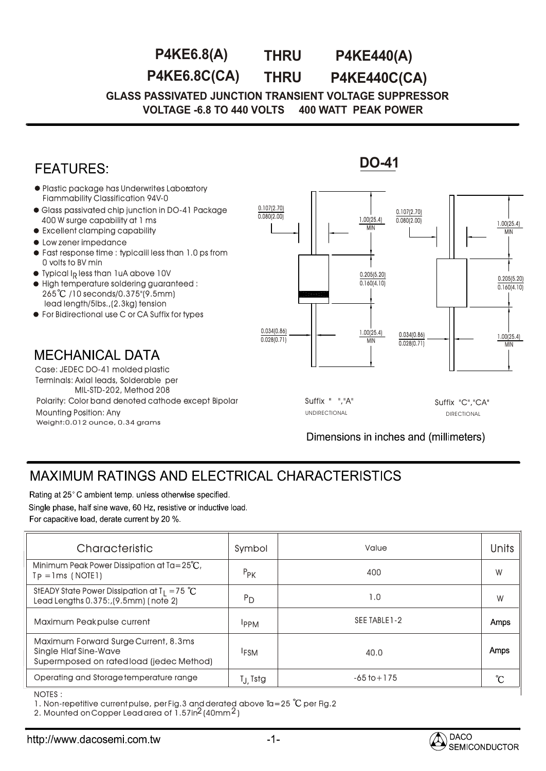# P4KE6.8(A) THRU P4KE440(A)
# P4KE6.8C(CA) THRU P4KE440C(CA)

**GLASS PASSIVATED JUNCTION TRANSIENT VOLTAGE SUPPRESSOR**
**VOLTAGE -6.8 TO 440 VOLTS 400 WATT PEAK POWER**

## FEATURES:

- Plastic package has Underwrites Laboratory Fiammability Classification 94V-0
- Glass passivated chip junction in DO-41 Package 400 W surge capability at 1 ms
- Excellent clamping capability
- Low zener impedance
- Fast response time : typicaill less than 1.0 ps from 0 volts to BV min
- Typical $I_R$ less than 1uA above 10V
- High temperature soldering guaranteed : 265℃ /10 seconds/0.375"(9.5mm) lead length/5lbs.,(2.3kg) tension
- For Bidirectional use C or CA Suffix for types

## DO-41

0.107(2.70)
0.080(2.00)

1.00(25.4) MIN

0.205(5.20)
0.160(4.10)

0.034(0.86)
0.028(0.71)

1.00(25.4) MIN

Suffix " ","A" UNDIRECTIONAL

Suffix "C","CA" DIRECTIONAL

Dimensions in inches and (millimeters)

## MECHANICAL DATA

Case: JEDEC DO-41 molded plastic
Terminals: Axial leads, Solderable per MIL-STD-202, Method 208
Polarity: Color band denoted cathode except Bipolar
Mounting Position: Any
Weight:0.012 ounce, 0.34 grams

## MAXIMUM RATINGS AND ELECTRICAL CHARACTERISTICS

Rating at 25° C ambient temp. unless otherwise specified.
Single phase, half sine wave, 60 Hz, resistive or inductive load.
For capacitive load, derate current by 20 %.

| Characteristic | Symbol | Value | Units |
|---|---|---|---|
| Minimum Peak Power Dissipation at Ta=25℃, $T_P$ =1ms ( NOTE1) | $P_{PK}$ | 400 | W |
| StEADY State Power Dissipation at $T_L$ =75 ℃ Lead Lengths 0.375:,(9.5mm) ( note 2) | $P_D$ | 1.0 | W |
| Maximum Peakpulse current | $I_{PPM}$ | SEE TABLE1-2 | Amps |
| Maximum Forward Surge Current, 8.3ms Single Hlaf Sine-Wave Supermposed on ratedload (jedec Method) | $I_{FSM}$ | 40.0 | Amps |
| Operating and Storagetemperature range | $T_J$, Tstg | -65 to+175 | ℃ |

NOTES :
1. Non-repetitive currentpulse, perFig.3 andderated above Ta=25 ℃ per Fig.2
2. Mounted onCopper Leadarea of 1.57in$^2$ (40mm$^2$)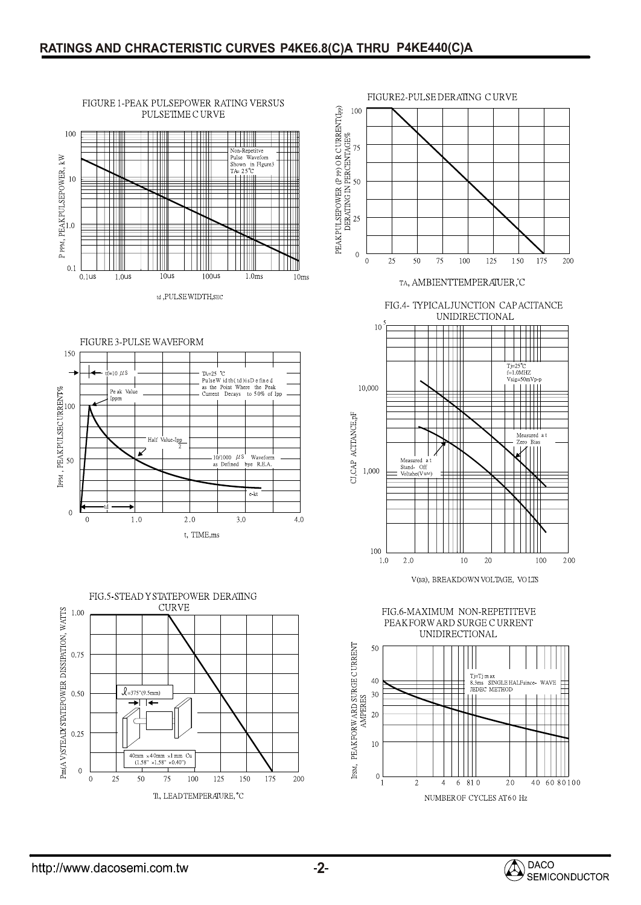## RATINGS AND CHRACTERISTIC CURVES P4KE6.8(C)A THRU P4KE440(C)A

FIGURE 1-PEAK PULSEPOWER RATING VERSUS PULSETIME CURVE

P PPM, PEAK PULSEPOWER, kW

Non-Repetitve Pulse Waveform Shown in Figure3 TA= 25°C

td ,PULSE WIDTH,SEC

FIGURE2-PULSE DERATING CURVE

PEAK PULSEPOWER (P PP) OR CURRENT(Ipp) DERATING IN PERCENTAGE%

TA, AMBIENTTEMPERATUER,°C

FIGURE 3-PULSE WAVEFORM

IPPM , PEAK PULSEC URRENT%

tf=10 μS

TA=25 °C Pulse Width(td) is Defined as the Point Where the Peak Current Decays to 50% of Ipp

Peak Value Ippm

Half Value-Ipp/2

10/1000 μS Waveform as Defined bye R.E.A.

e-kt

td

t, TIME,ms

FIG.4- TYPICAL JUNCTION CAPACITANCE UNIDIRECTIONAL

CJ CAPACITANCE,pF

Tj=25°C f=1.0MHZ Vsig=50mVp-p

Measured at Zero Bias

Measured at Stand- Off Voltage(VWM)

V(BR), BREAKDOWN VOLTAGE, VOLTS

FIG.5-STEADY STATEPOWER DERATING CURVE

Pm(AV) STEADY STATEPOWER DISSIPATION, WATTS

ℓ=375"(9.5mm)

40mm ×40mm ×1mm Cu (1.58" ×1.58" ×0.40")

TL, LEADTEMPERATURE,°C

FIG.6-MAXIMUM NON-REPETITEVE PEAK FORWARD SURGE CURRENT UNIDIRECTIONAL

IFSM, PEAK FORWARD SURGE CURRENT AMPERES

Tj=Tj max 8.3ms SINGLE HALF since- WAVE JEDEC METHOD

NUMBER OF CYCLES AT 60 Hz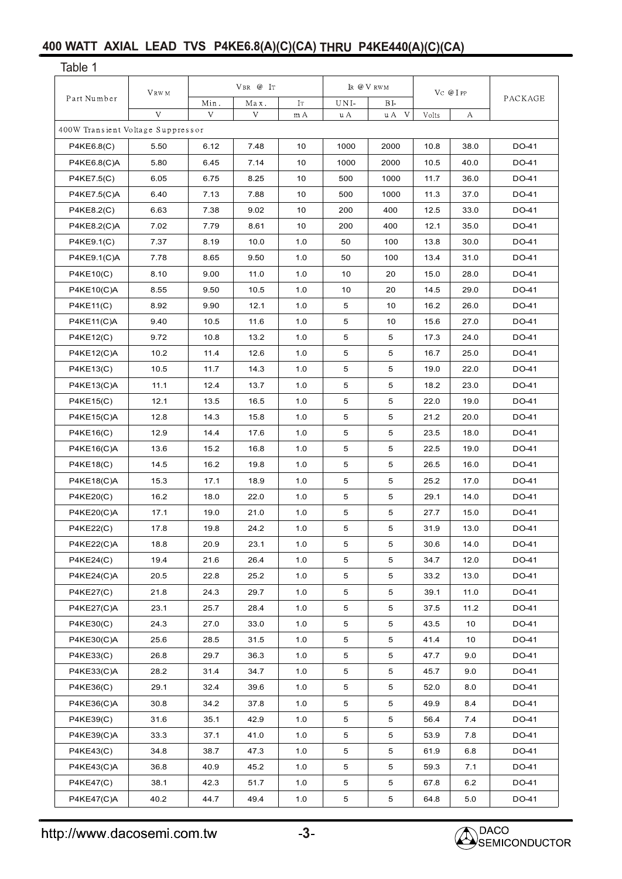## 400 WATT AXIAL LEAD TVS P4KE6.8(A)(C)(CA) THRU P4KE440(A)(C)(CA)

Table 1

| Part Number | $V_{RWM}$ | $V_{BR}$ @ $I_T$ | | | $I_R$ @ $V_{RWM}$ | | $V_C$ @ $I_{PP}$ | | PACKAGE |
|---|---|---|---|---|---|---|---|---|---|
| | | Min. | Max. | $I_T$ | UNI- | BI- | | | |
| | V | V | V | mA | uA | uA V | Volts | A | |
| 400W Transient Voltage Suppressor | | | | | | | | | |
| P4KE6.8(C) | 5.50 | 6.12 | 7.48 | 10 | 1000 | 2000 | 10.8 | 38.0 | DO-41 |
| P4KE6.8(C)A | 5.80 | 6.45 | 7.14 | 10 | 1000 | 2000 | 10.5 | 40.0 | DO-41 |
| P4KE7.5(C) | 6.05 | 6.75 | 8.25 | 10 | 500 | 1000 | 11.7 | 36.0 | DO-41 |
| P4KE7.5(C)A | 6.40 | 7.13 | 7.88 | 10 | 500 | 1000 | 11.3 | 37.0 | DO-41 |
| P4KE8.2(C) | 6.63 | 7.38 | 9.02 | 10 | 200 | 400 | 12.5 | 33.0 | DO-41 |
| P4KE8.2(C)A | 7.02 | 7.79 | 8.61 | 10 | 200 | 400 | 12.1 | 35.0 | DO-41 |
| P4KE9.1(C) | 7.37 | 8.19 | 10.0 | 1.0 | 50 | 100 | 13.8 | 30.0 | DO-41 |
| P4KE9.1(C)A | 7.78 | 8.65 | 9.50 | 1.0 | 50 | 100 | 13.4 | 31.0 | DO-41 |
| P4KE10(C) | 8.10 | 9.00 | 11.0 | 1.0 | 10 | 20 | 15.0 | 28.0 | DO-41 |
| P4KE10(C)A | 8.55 | 9.50 | 10.5 | 1.0 | 10 | 20 | 14.5 | 29.0 | DO-41 |
| P4KE11(C) | 8.92 | 9.90 | 12.1 | 1.0 | 5 | 10 | 16.2 | 26.0 | DO-41 |
| P4KE11(C)A | 9.40 | 10.5 | 11.6 | 1.0 | 5 | 10 | 15.6 | 27.0 | DO-41 |
| P4KE12(C) | 9.72 | 10.8 | 13.2 | 1.0 | 5 | 5 | 17.3 | 24.0 | DO-41 |
| P4KE12(C)A | 10.2 | 11.4 | 12.6 | 1.0 | 5 | 5 | 16.7 | 25.0 | DO-41 |
| P4KE13(C) | 10.5 | 11.7 | 14.3 | 1.0 | 5 | 5 | 19.0 | 22.0 | DO-41 |
| P4KE13(C)A | 11.1 | 12.4 | 13.7 | 1.0 | 5 | 5 | 18.2 | 23.0 | DO-41 |
| P4KE15(C) | 12.1 | 13.5 | 16.5 | 1.0 | 5 | 5 | 22.0 | 19.0 | DO-41 |
| P4KE15(C)A | 12.8 | 14.3 | 15.8 | 1.0 | 5 | 5 | 21.2 | 20.0 | DO-41 |
| P4KE16(C) | 12.9 | 14.4 | 17.6 | 1.0 | 5 | 5 | 23.5 | 18.0 | DO-41 |
| P4KE16(C)A | 13.6 | 15.2 | 16.8 | 1.0 | 5 | 5 | 22.5 | 19.0 | DO-41 |
| P4KE18(C) | 14.5 | 16.2 | 19.8 | 1.0 | 5 | 5 | 26.5 | 16.0 | DO-41 |
| P4KE18(C)A | 15.3 | 17.1 | 18.9 | 1.0 | 5 | 5 | 25.2 | 17.0 | DO-41 |
| P4KE20(C) | 16.2 | 18.0 | 22.0 | 1.0 | 5 | 5 | 29.1 | 14.0 | DO-41 |
| P4KE20(C)A | 17.1 | 19.0 | 21.0 | 1.0 | 5 | 5 | 27.7 | 15.0 | DO-41 |
| P4KE22(C) | 17.8 | 19.8 | 24.2 | 1.0 | 5 | 5 | 31.9 | 13.0 | DO-41 |
| P4KE22(C)A | 18.8 | 20.9 | 23.1 | 1.0 | 5 | 5 | 30.6 | 14.0 | DO-41 |
| P4KE24(C) | 19.4 | 21.6 | 26.4 | 1.0 | 5 | 5 | 34.7 | 12.0 | DO-41 |
| P4KE24(C)A | 20.5 | 22.8 | 25.2 | 1.0 | 5 | 5 | 33.2 | 13.0 | DO-41 |
| P4KE27(C) | 21.8 | 24.3 | 29.7 | 1.0 | 5 | 5 | 39.1 | 11.0 | DO-41 |
| P4KE27(C)A | 23.1 | 25.7 | 28.4 | 1.0 | 5 | 5 | 37.5 | 11.2 | DO-41 |
| P4KE30(C) | 24.3 | 27.0 | 33.0 | 1.0 | 5 | 5 | 43.5 | 10 | DO-41 |
| P4KE30(C)A | 25.6 | 28.5 | 31.5 | 1.0 | 5 | 5 | 41.4 | 10 | DO-41 |
| P4KE33(C) | 26.8 | 29.7 | 36.3 | 1.0 | 5 | 5 | 47.7 | 9.0 | DO-41 |
| P4KE33(C)A | 28.2 | 31.4 | 34.7 | 1.0 | 5 | 5 | 45.7 | 9.0 | DO-41 |
| P4KE36(C) | 29.1 | 32.4 | 39.6 | 1.0 | 5 | 5 | 52.0 | 8.0 | DO-41 |
| P4KE36(C)A | 30.8 | 34.2 | 37.8 | 1.0 | 5 | 5 | 49.9 | 8.4 | DO-41 |
| P4KE39(C) | 31.6 | 35.1 | 42.9 | 1.0 | 5 | 5 | 56.4 | 7.4 | DO-41 |
| P4KE39(C)A | 33.3 | 37.1 | 41.0 | 1.0 | 5 | 5 | 53.9 | 7.8 | DO-41 |
| P4KE43(C) | 34.8 | 38.7 | 47.3 | 1.0 | 5 | 5 | 61.9 | 6.8 | DO-41 |
| P4KE43(C)A | 36.8 | 40.9 | 45.2 | 1.0 | 5 | 5 | 59.3 | 7.1 | DO-41 |
| P4KE47(C) | 38.1 | 42.3 | 51.7 | 1.0 | 5 | 5 | 67.8 | 6.2 | DO-41 |
| P4KE47(C)A | 40.2 | 44.7 | 49.4 | 1.0 | 5 | 5 | 64.8 | 5.0 | DO-41 |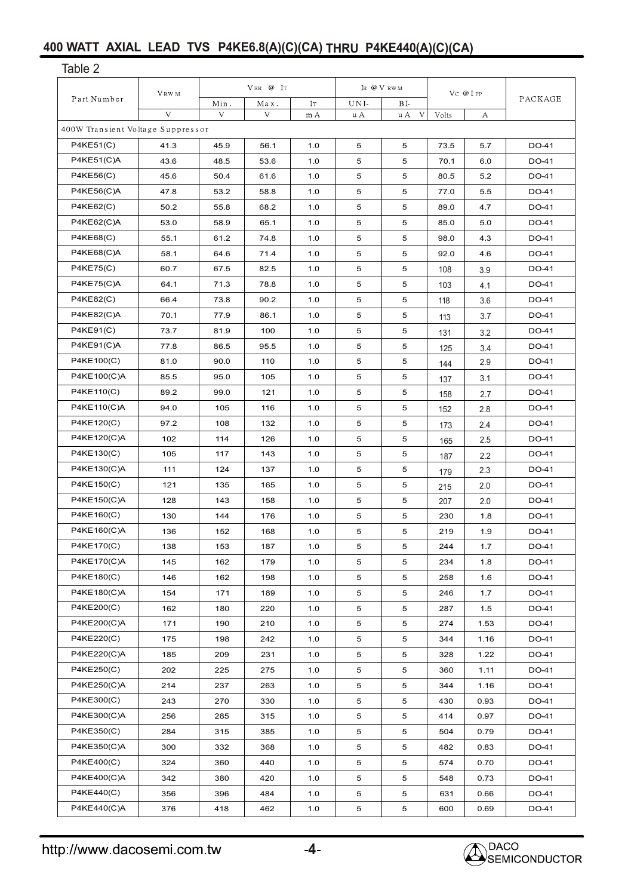## 400 WATT AXIAL LEAD TVS P4KE6.8(A)(C)(CA) THRU P4KE440(A)(C)(CA)

Table 2

| Part Number | $V_{RWM}$ | $V_{BR}$ @ $I_T$ | | | $I_R$ @ $V_{RWM}$ | | $V_C$ @ $I_{PP}$ | | PACKAGE |
|---|---|---|---|---|---|---|---|---|---|
| | | Min. | Max. | $I_T$ | UNI- | BI- | | | |
| | V | V | V | mA | uA | uA V | Volts | A | |
| 400W Transient Voltage Suppressor | | | | | | | | | |
| P4KE51(C) | 41.3 | 45.9 | 56.1 | 1.0 | 5 | 5 | 73.5 | 5.7 | DO-41 |
| P4KE51(C)A | 43.6 | 48.5 | 53.6 | 1.0 | 5 | 5 | 70.1 | 6.0 | DO-41 |
| P4KE56(C) | 45.6 | 50.4 | 61.6 | 1.0 | 5 | 5 | 80.5 | 5.2 | DO-41 |
| P4KE56(C)A | 47.8 | 53.2 | 58.8 | 1.0 | 5 | 5 | 77.0 | 5.5 | DO-41 |
| P4KE62(C) | 50.2 | 55.8 | 68.2 | 1.0 | 5 | 5 | 89.0 | 4.7 | DO-41 |
| P4KE62(C)A | 53.0 | 58.9 | 65.1 | 1.0 | 5 | 5 | 85.0 | 5.0 | DO-41 |
| P4KE68(C) | 55.1 | 61.2 | 74.8 | 1.0 | 5 | 5 | 98.0 | 4.3 | DO-41 |
| P4KE68(C)A | 58.1 | 64.6 | 71.4 | 1.0 | 5 | 5 | 92.0 | 4.6 | DO-41 |
| P4KE75(C) | 60.7 | 67.5 | 82.5 | 1.0 | 5 | 5 | 108 | 3.9 | DO-41 |
| P4KE75(C)A | 64.1 | 71.3 | 78.8 | 1.0 | 5 | 5 | 103 | 4.1 | DO-41 |
| P4KE82(C) | 66.4 | 73.8 | 90.2 | 1.0 | 5 | 5 | 118 | 3.6 | DO-41 |
| P4KE82(C)A | 70.1 | 77.9 | 86.1 | 1.0 | 5 | 5 | 113 | 3.7 | DO-41 |
| P4KE91(C) | 73.7 | 81.9 | 100 | 1.0 | 5 | 5 | 131 | 3.2 | DO-41 |
| P4KE91(C)A | 77.8 | 86.5 | 95.5 | 1.0 | 5 | 5 | 125 | 3.4 | DO-41 |
| P4KE100(C) | 81.0 | 90.0 | 110 | IT | 5 | 5 | 144 | 2.9 | DO-41 |
| P4KE100(C)A | 85.5 | 95.0 | 105 | 1.0 | 5 | 5 | 137 | 3.1 | DO-41 |
| P4KE110(C) | 89.2 | 99.0 | 121 | 1.0 | 5 | 5 | 158 | 2.7 | DO-41 |
| P4KE110(C)A | 94.0 | 105 | 116 | 1.0 | 5 | 5 | 152 | 2.8 | DO-41 |
| P4KE120(C) | 97.2 | 108 | 132 | 1.0 | 5 | 5 | 173 | 2.4 | DO-41 |
| P4KE120(C)A | 102 | 114 | 126 | 1.0 | 5 | 5 | 165 | 2.5 | DO-41 |
| P4KE130(C) | 105 | 117 | 143 | 1.0 | 5 | 5 | 187 | 2.2 | DO-41 |
| P4KE130(C)A | 111 | 124 | 137 | 1.0 | 5 | 5 | 179 | 2.3 | DO-41 |
| P4KE150(C) | 121 | 135 | 165 | 1.0 | 5 | 5 | 215 | 2.0 | DO-41 |
| P4KE150(C)A | 128 | 143 | 158 | 1.0 | 5 | 5 | 207 | 2.0 | DO-41 |
| P4KE160(C) | 130 | 144 | 176 | 1.0 | 5 | 5 | 230 | 1.8 | DO-41 |
| P4KE160(C)A | 136 | 152 | 168 | 1.0 | 5 | 5 | 219 | 1.9 | DO-41 |
| P4KE170(C) | 138 | 153 | 187 | 1.0 | 5 | 5 | 244 | 1.7 | DO-41 |
| P4KE170(C)A | 145 | 162 | 179 | 1.0 | 5 | 5 | 234 | 1.8 | DO-41 |
| P4KE180(C) | 146 | 162 | 198 | 1.0 | 5 | 5 | 258 | 1.6 | DO-41 |
| P4KE180(C)A | 154 | 171 | 189 | 1.0 | 5 | 5 | 246 | 1.7 | DO-41 |
| P4KE200(C) | 162 | 180 | 220 | 1.0 | 5 | 5 | 287 | 1.5 | DO-41 |
| P4KE200(C)A | 171 | 190 | 210 | 1.0 | 5 | 5 | 274 | 1.53 | DO-41 |
| P4KE220(C) | 175 | 198 | 242 | 1.0 | 5 | 5 | 344 | 1.16 | DO-41 |
| P4KE220(C)A | 185 | 209 | 231 | 1.0 | 5 | 5 | 328 | 1.22 | DO-41 |
| P4KE250(C) | 202 | 225 | 275 | 1.0 | 5 | 5 | 360 | 1.11 | DO-41 |
| P4KE250(C)A | 214 | 237 | 263 | 1.0 | 5 | 5 | 344 | 1.16 | DO-41 |
| P4KE300(C) | 243 | 270 | 330 | 1.0 | 5 | 5 | 430 | 0.93 | DO-41 |
| P4KE300(C)A | 256 | 285 | 315 | 1.0 | 5 | 5 | 414 | 0.97 | DO-41 |
| P4KE350(C) | 284 | 315 | 385 | 1.0 | 5 | 5 | 504 | 0.79 | DO-41 |
| P4KE350(C)A | 300 | 332 | 368 | 1.0 | 5 | 5 | 482 | 0.83 | DO-41 |
| P4KE400(C) | 324 | 360 | 440 | 1.0 | 5 | 5 | 574 | 0.70 | DO-41 |
| P4KE400(C)A | 342 | 380 | 420 | 1.0 | 5 | 5 | 548 | 0.73 | DO-41 |
| P4KE440(C) | 356 | 396 | 484 | 1.0 | 5 | 5 | 631 | 0.66 | DO-41 |
| P4KE440(C)A | 376 | 418 | 462 | 1.0 | 5 | 5 | 600 | 0.69 | DO-41 |